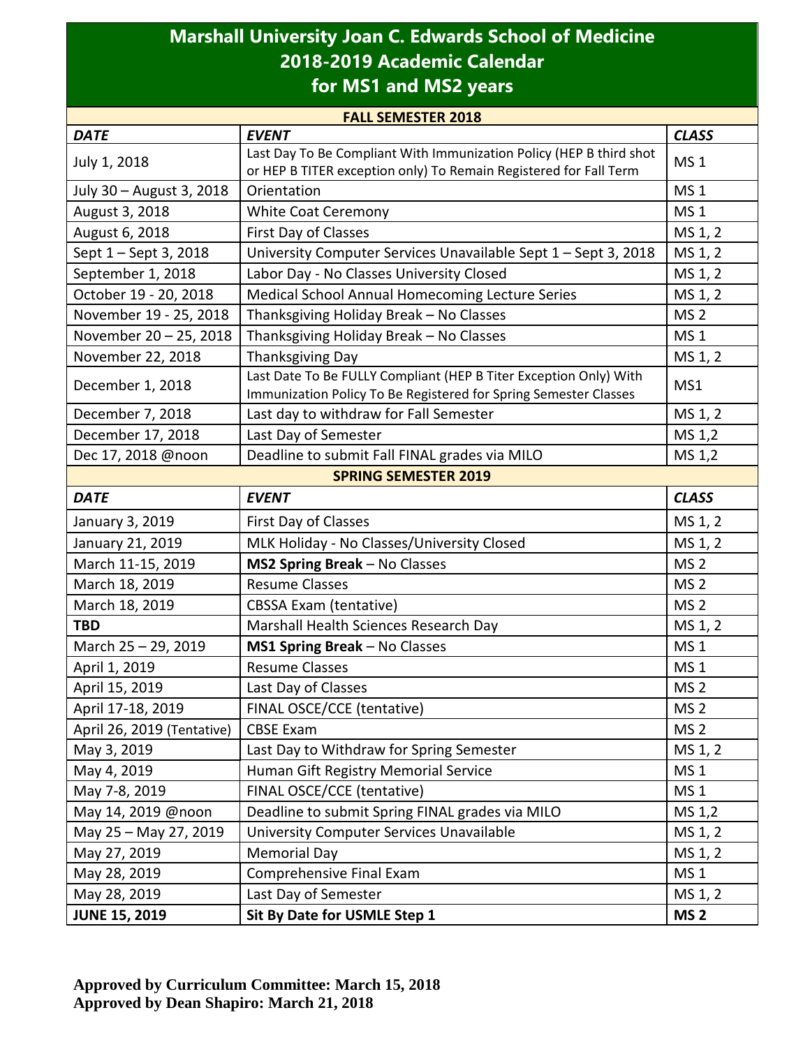# Marshall University Joan C. Edwards School of Medicine
# 2018-2019 Academic Calendar
# for MS1 and MS2 years

| **FALL SEMESTER 2018** | | |
|---|---|---|
| ***DATE*** | ***EVENT*** | ***CLASS*** |
| July 1, 2018 | Last Day To Be Compliant With Immunization Policy (HEP B third shot or HEP B TITER exception only) To Remain Registered for Fall Term | MS 1 |
| July 30 – August 3, 2018 | Orientation | MS 1 |
| August 3, 2018 | White Coat Ceremony | MS 1 |
| August 6, 2018 | First Day of Classes | MS 1, 2 |
| Sept 1 – Sept 3, 2018 | University Computer Services Unavailable Sept 1 – Sept 3, 2018 | MS 1, 2 |
| September 1, 2018 | Labor Day - No Classes University Closed | MS 1, 2 |
| October 19 - 20, 2018 | Medical School Annual Homecoming Lecture Series | MS 1, 2 |
| November 19 - 25, 2018 | Thanksgiving Holiday Break – No Classes | MS 2 |
| November 20 – 25, 2018 | Thanksgiving Holiday Break – No Classes | MS 1 |
| November 22, 2018 | Thanksgiving Day | MS 1, 2 |
| December 1, 2018 | Last Date To Be FULLY Compliant (HEP B Titer Exception Only) With Immunization Policy To Be Registered for Spring Semester Classes | MS1 |
| December 7, 2018 | Last day to withdraw for Fall Semester | MS 1, 2 |
| December 17, 2018 | Last Day of Semester | MS 1,2 |
| Dec 17, 2018 @noon | Deadline to submit Fall FINAL grades via MILO | MS 1,2 |
| **SPRING SEMESTER 2019** | | |
| ***DATE*** | ***EVENT*** | ***CLASS*** |
| January 3, 2019 | First Day of Classes | MS 1, 2 |
| January 21, 2019 | MLK Holiday - No Classes/University Closed | MS 1, 2 |
| March 11-15, 2019 | **MS2 Spring Break** – No Classes | MS 2 |
| March 18, 2019 | Resume Classes | MS 2 |
| March 18, 2019 | CBSSA Exam (tentative) | MS 2 |
| **TBD** | Marshall Health Sciences Research Day | MS 1, 2 |
| March 25 – 29, 2019 | **MS1 Spring Break** – No Classes | MS 1 |
| April 1, 2019 | Resume Classes | MS 1 |
| April 15, 2019 | Last Day of Classes | MS 2 |
| April 17-18, 2019 | FINAL OSCE/CCE (tentative) | MS 2 |
| April 26, 2019 (Tentative) | CBSE Exam | MS 2 |
| May 3, 2019 | Last Day to Withdraw for Spring Semester | MS 1, 2 |
| May 4, 2019 | Human Gift Registry Memorial Service | MS 1 |
| May 7-8, 2019 | FINAL OSCE/CCE (tentative) | MS 1 |
| May 14, 2019 @noon | Deadline to submit Spring FINAL grades via MILO | MS 1,2 |
| May 25 – May 27, 2019 | University Computer Services Unavailable | MS 1, 2 |
| May 27, 2019 | Memorial Day | MS 1, 2 |
| May 28, 2019 | Comprehensive Final Exam | MS 1 |
| May 28, 2019 | Last Day of Semester | MS 1, 2 |
| **JUNE 15, 2019** | **Sit By Date for USMLE Step 1** | **MS 2** |

**Approved by Curriculum Committee: March 15, 2018**
**Approved by Dean Shapiro: March 21, 2018**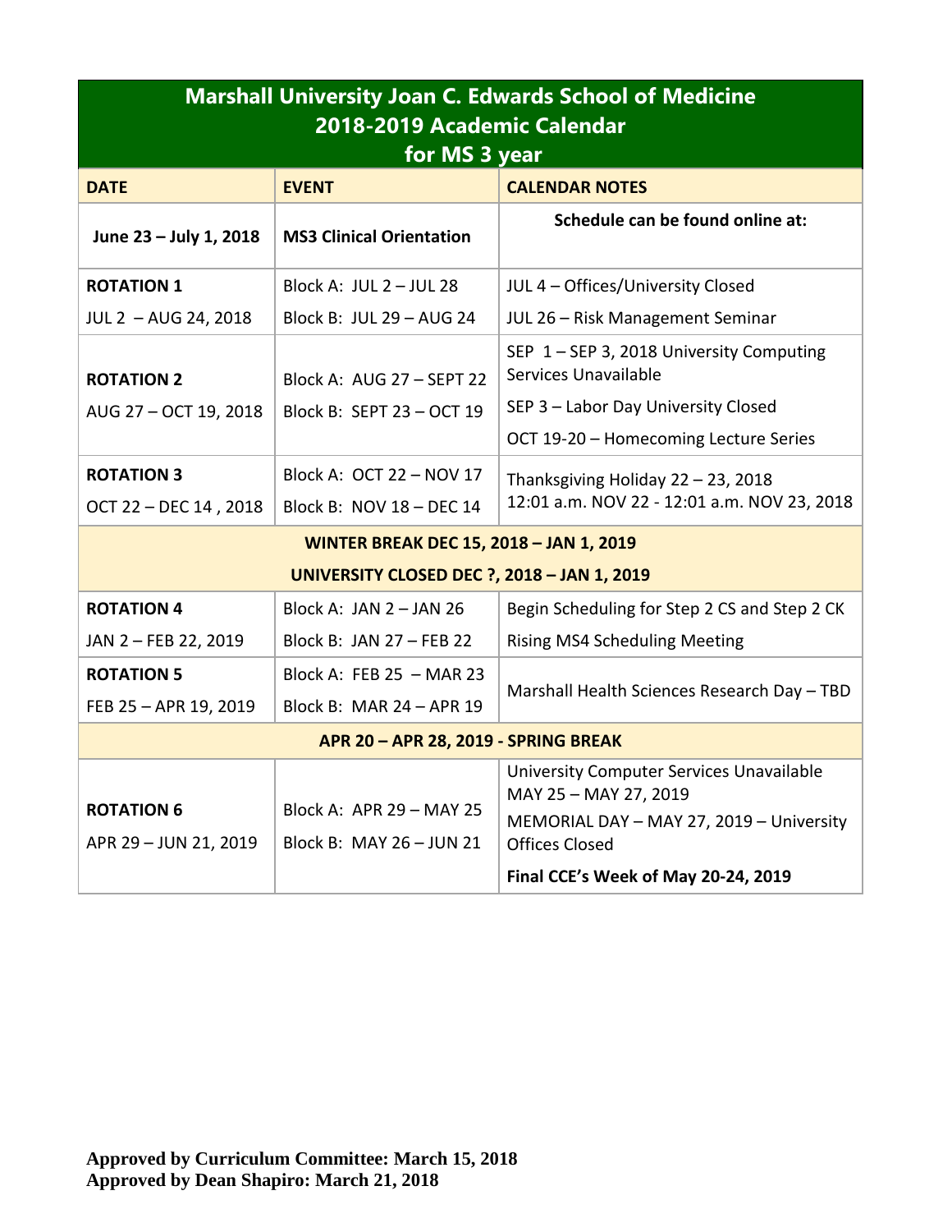# Marshall University Joan C. Edwards School of Medicine
## 2018-2019 Academic Calendar
## for MS 3 year

| DATE | EVENT | CALENDAR NOTES |
|---|---|---|
| **June 23 – July 1, 2018** | **MS3 Clinical Orientation** | **Schedule can be found online at:** |
| **ROTATION 1**<br>JUL 2 – AUG 24, 2018 | Block A: JUL 2 – JUL 28<br>Block B: JUL 29 – AUG 24 | JUL 4 – Offices/University Closed<br>JUL 26 – Risk Management Seminar |
| **ROTATION 2**<br>AUG 27 – OCT 19, 2018 | Block A: AUG 27 – SEPT 22<br>Block B: SEPT 23 – OCT 19 | SEP 1 – SEP 3, 2018 University Computing Services Unavailable<br>SEP 3 – Labor Day University Closed<br>OCT 19-20 – Homecoming Lecture Series |
| **ROTATION 3**<br>OCT 22 – DEC 14 , 2018 | Block A: OCT 22 – NOV 17<br>Block B: NOV 18 – DEC 14 | Thanksgiving Holiday 22 – 23, 2018<br>12:01 a.m. NOV 22 - 12:01 a.m. NOV 23, 2018 |
| **WINTER BREAK DEC 15, 2018 – JAN 1, 2019**<br>**UNIVERSITY CLOSED DEC ?, 2018 – JAN 1, 2019** | | |
| **ROTATION 4**<br>JAN 2 – FEB 22, 2019 | Block A: JAN 2 – JAN 26<br>Block B: JAN 27 – FEB 22 | Begin Scheduling for Step 2 CS and Step 2 CK<br>Rising MS4 Scheduling Meeting |
| **ROTATION 5**<br>FEB 25 – APR 19, 2019 | Block A: FEB 25 – MAR 23<br>Block B: MAR 24 – APR 19 | Marshall Health Sciences Research Day – TBD |
| **APR 20 – APR 28, 2019 - SPRING BREAK** | | |
| **ROTATION 6**<br>APR 29 – JUN 21, 2019 | Block A: APR 29 – MAY 25<br>Block B: MAY 26 – JUN 21 | University Computer Services Unavailable MAY 25 – MAY 27, 2019<br>MEMORIAL DAY – MAY 27, 2019 – University Offices Closed<br>**Final CCE's Week of May 20-24, 2019** |

**Approved by Curriculum Committee: March 15, 2018**
**Approved by Dean Shapiro: March 21, 2018**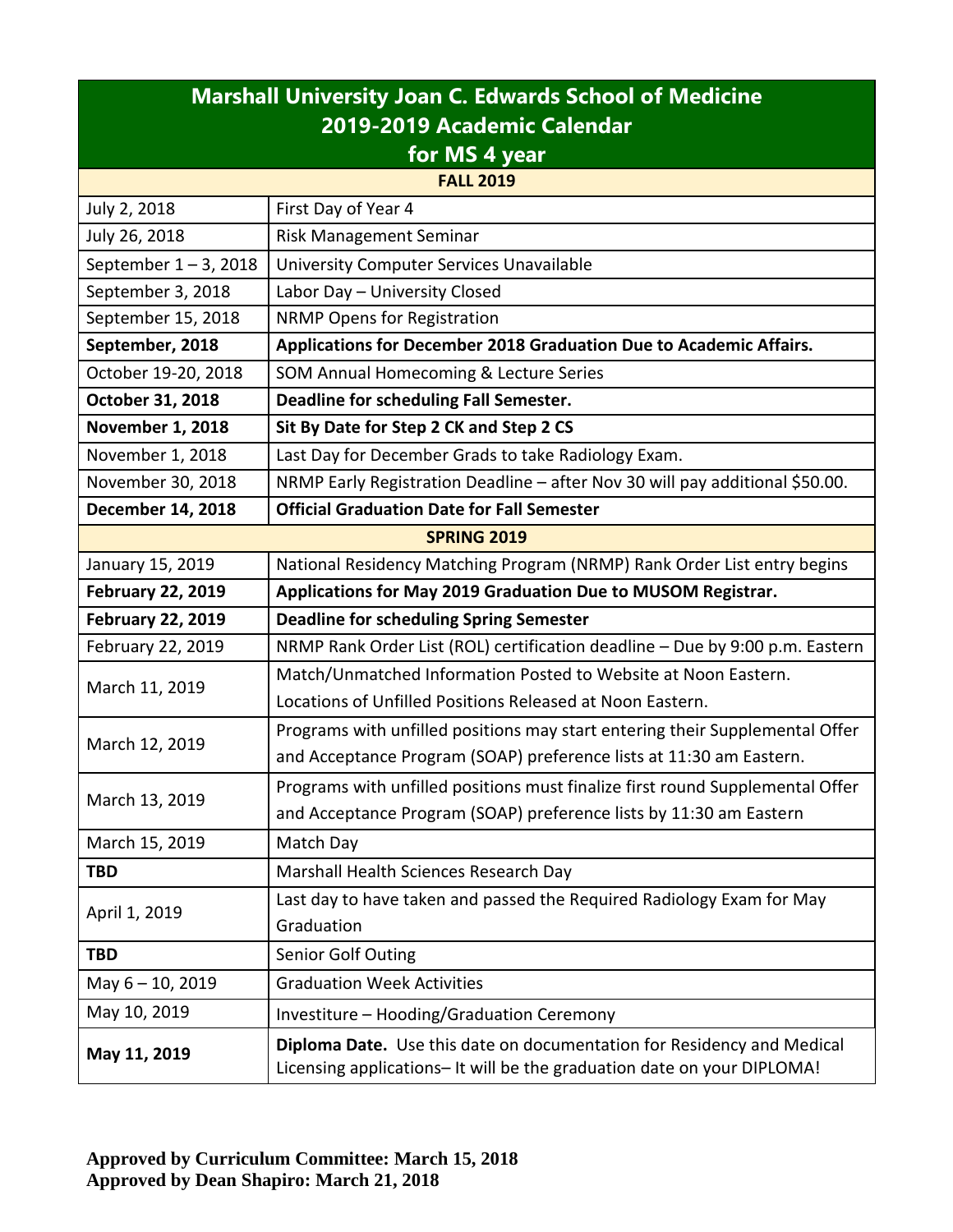# Marshall University Joan C. Edwards School of Medicine
## 2019-2019 Academic Calendar
## for MS 4 year

| | |
|---|---|
| **FALL 2019** | |
| July 2, 2018 | First Day of Year 4 |
| July 26, 2018 | Risk Management Seminar |
| September 1 – 3, 2018 | University Computer Services Unavailable |
| September 3, 2018 | Labor Day – University Closed |
| September 15, 2018 | NRMP Opens for Registration |
| **September, 2018** | **Applications for December 2018 Graduation Due to Academic Affairs.** |
| October 19-20, 2018 | SOM Annual Homecoming & Lecture Series |
| **October 31, 2018** | **Deadline for scheduling Fall Semester.** |
| **November 1, 2018** | **Sit By Date for Step 2 CK and Step 2 CS** |
| November 1, 2018 | Last Day for December Grads to take Radiology Exam. |
| November 30, 2018 | NRMP Early Registration Deadline – after Nov 30 will pay additional $50.00. |
| **December 14, 2018** | **Official Graduation Date for Fall Semester** |
| **SPRING 2019** | |
| January 15, 2019 | National Residency Matching Program (NRMP) Rank Order List entry begins |
| **February 22, 2019** | **Applications for May 2019 Graduation Due to MUSOM Registrar.** |
| **February 22, 2019** | **Deadline for scheduling Spring Semester** |
| February 22, 2019 | NRMP Rank Order List (ROL) certification deadline – Due by 9:00 p.m. Eastern |
| March 11, 2019 | Match/Unmatched Information Posted to Website at Noon Eastern. Locations of Unfilled Positions Released at Noon Eastern. |
| March 12, 2019 | Programs with unfilled positions may start entering their Supplemental Offer and Acceptance Program (SOAP) preference lists at 11:30 am Eastern. |
| March 13, 2019 | Programs with unfilled positions must finalize first round Supplemental Offer and Acceptance Program (SOAP) preference lists by 11:30 am Eastern |
| March 15, 2019 | Match Day |
| **TBD** | Marshall Health Sciences Research Day |
| April 1, 2019 | Last day to have taken and passed the Required Radiology Exam for May Graduation |
| **TBD** | Senior Golf Outing |
| May 6 – 10, 2019 | Graduation Week Activities |
| May 10, 2019 | Investiture – Hooding/Graduation Ceremony |
| **May 11, 2019** | **Diploma Date.** Use this date on documentation for Residency and Medical Licensing applications– It will be the graduation date on your DIPLOMA! |

**Approved by Curriculum Committee: March 15, 2018**
**Approved by Dean Shapiro: March 21, 2018**